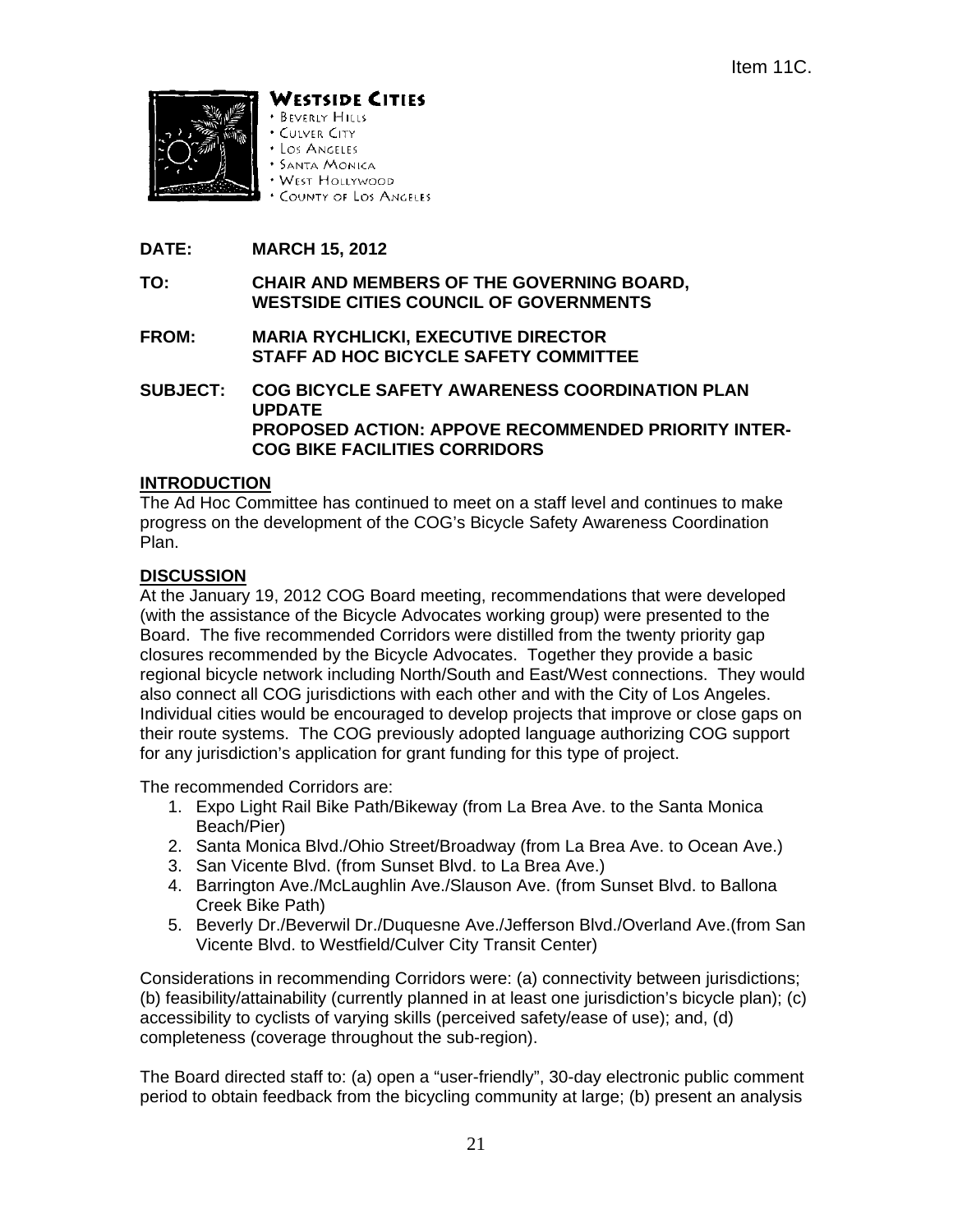Item 11C.

**WESTSIDE CITIES**
- BEVERLY HILLS
- CULVER CITY
- LOS ANGELES
- SANTA MONICA
- WEST HOLLYWOOD
- COUNTY OF LOS ANGELES

**DATE:** **MARCH 15, 2012**

**TO:** **CHAIR AND MEMBERS OF THE GOVERNING BOARD, WESTSIDE CITIES COUNCIL OF GOVERNMENTS**

**FROM:** **MARIA RYCHLICKI, EXECUTIVE DIRECTOR STAFF AD HOC BICYCLE SAFETY COMMITTEE**

**SUBJECT:** **COG BICYCLE SAFETY AWARENESS COORDINATION PLAN UPDATE PROPOSED ACTION: APPOVE RECOMMENDED PRIORITY INTER-COG BIKE FACILITIES CORRIDORS**

## INTRODUCTION

The Ad Hoc Committee has continued to meet on a staff level and continues to make progress on the development of the COG's Bicycle Safety Awareness Coordination Plan.

## DISCUSSION

At the January 19, 2012 COG Board meeting, recommendations that were developed (with the assistance of the Bicycle Advocates working group) were presented to the Board. The five recommended Corridors were distilled from the twenty priority gap closures recommended by the Bicycle Advocates. Together they provide a basic regional bicycle network including North/South and East/West connections. They would also connect all COG jurisdictions with each other and with the City of Los Angeles. Individual cities would be encouraged to develop projects that improve or close gaps on their route systems. The COG previously adopted language authorizing COG support for any jurisdiction's application for grant funding for this type of project.

The recommended Corridors are:

1. Expo Light Rail Bike Path/Bikeway (from La Brea Ave. to the Santa Monica Beach/Pier)
2. Santa Monica Blvd./Ohio Street/Broadway (from La Brea Ave. to Ocean Ave.)
3. San Vicente Blvd. (from Sunset Blvd. to La Brea Ave.)
4. Barrington Ave./McLaughlin Ave./Slauson Ave. (from Sunset Blvd. to Ballona Creek Bike Path)
5. Beverly Dr./Beverwil Dr./Duquesne Ave./Jefferson Blvd./Overland Ave.(from San Vicente Blvd. to Westfield/Culver City Transit Center)

Considerations in recommending Corridors were: (a) connectivity between jurisdictions; (b) feasibility/attainability (currently planned in at least one jurisdiction's bicycle plan); (c) accessibility to cyclists of varying skills (perceived safety/ease of use); and, (d) completeness (coverage throughout the sub-region).

The Board directed staff to: (a) open a "user-friendly", 30-day electronic public comment period to obtain feedback from the bicycling community at large; (b) present an analysis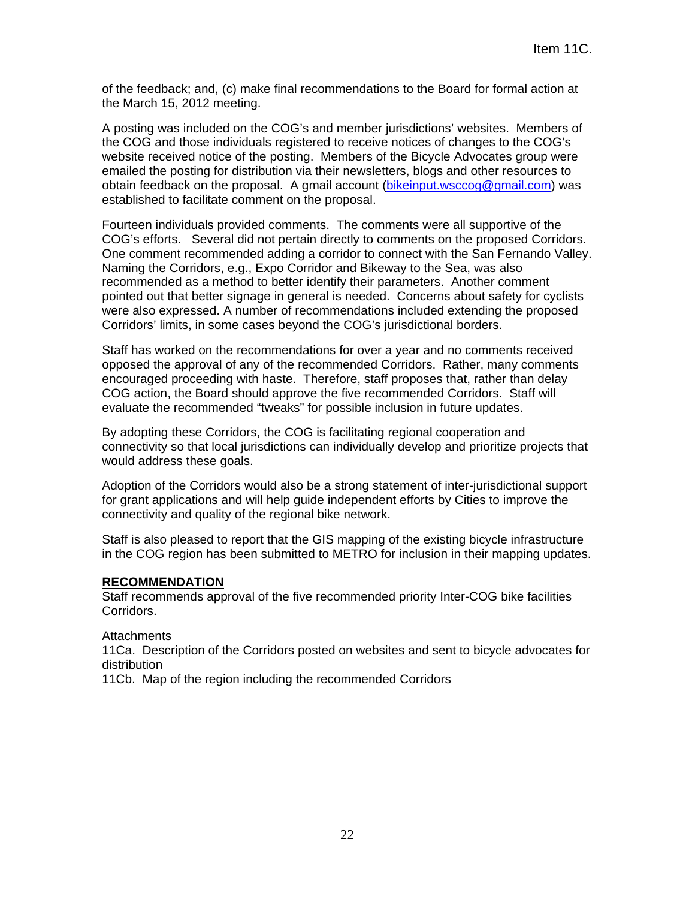of the feedback; and, (c) make final recommendations to the Board for formal action at the March 15, 2012 meeting.

A posting was included on the COG's and member jurisdictions' websites. Members of the COG and those individuals registered to receive notices of changes to the COG's website received notice of the posting. Members of the Bicycle Advocates group were emailed the posting for distribution via their newsletters, blogs and other resources to obtain feedback on the proposal. A gmail account (bikeinput.wsccog@gmail.com) was established to facilitate comment on the proposal.

Fourteen individuals provided comments. The comments were all supportive of the COG's efforts. Several did not pertain directly to comments on the proposed Corridors. One comment recommended adding a corridor to connect with the San Fernando Valley. Naming the Corridors, e.g., Expo Corridor and Bikeway to the Sea, was also recommended as a method to better identify their parameters. Another comment pointed out that better signage in general is needed. Concerns about safety for cyclists were also expressed. A number of recommendations included extending the proposed Corridors' limits, in some cases beyond the COG's jurisdictional borders.

Staff has worked on the recommendations for over a year and no comments received opposed the approval of any of the recommended Corridors. Rather, many comments encouraged proceeding with haste. Therefore, staff proposes that, rather than delay COG action, the Board should approve the five recommended Corridors. Staff will evaluate the recommended "tweaks" for possible inclusion in future updates.

By adopting these Corridors, the COG is facilitating regional cooperation and connectivity so that local jurisdictions can individually develop and prioritize projects that would address these goals.

Adoption of the Corridors would also be a strong statement of inter-jurisdictional support for grant applications and will help guide independent efforts by Cities to improve the connectivity and quality of the regional bike network.

Staff is also pleased to report that the GIS mapping of the existing bicycle infrastructure in the COG region has been submitted to METRO for inclusion in their mapping updates.

**RECOMMENDATION**

Staff recommends approval of the five recommended priority Inter-COG bike facilities Corridors.

Attachments

11Ca. Description of the Corridors posted on websites and sent to bicycle advocates for distribution

11Cb. Map of the region including the recommended Corridors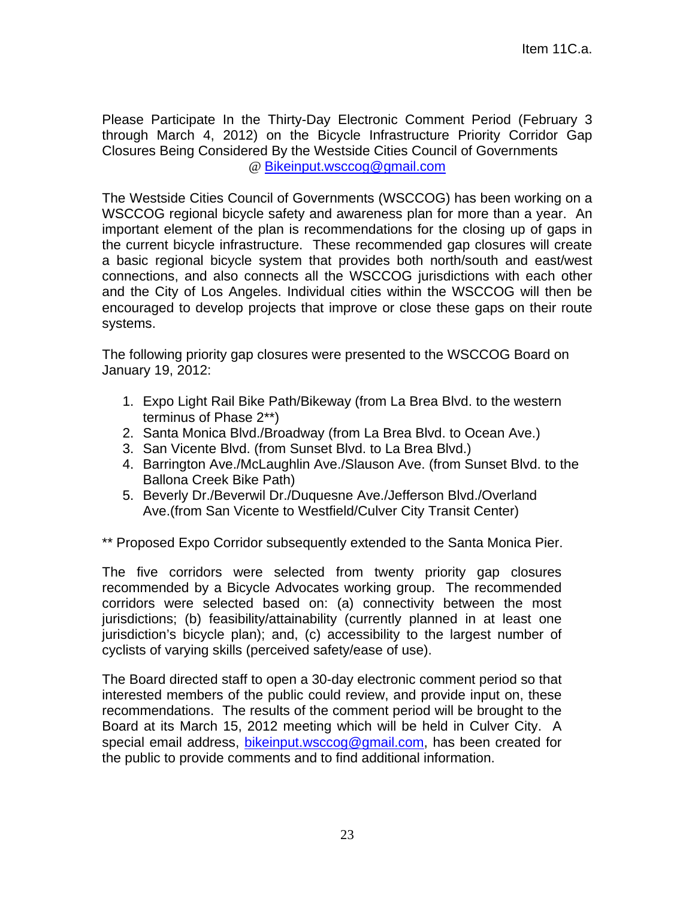Item 11C.a.

Please Participate In the Thirty-Day Electronic Comment Period (February 3 through March 4, 2012) on the Bicycle Infrastructure Priority Corridor Gap Closures Being Considered By the Westside Cities Council of Governments @ Bikeinput.wsccog@gmail.com

The Westside Cities Council of Governments (WSCCOG) has been working on a WSCCOG regional bicycle safety and awareness plan for more than a year. An important element of the plan is recommendations for the closing up of gaps in the current bicycle infrastructure. These recommended gap closures will create a basic regional bicycle system that provides both north/south and east/west connections, and also connects all the WSCCOG jurisdictions with each other and the City of Los Angeles. Individual cities within the WSCCOG will then be encouraged to develop projects that improve or close these gaps on their route systems.

The following priority gap closures were presented to the WSCCOG Board on January 19, 2012:

1. Expo Light Rail Bike Path/Bikeway (from La Brea Blvd. to the western terminus of Phase 2**)
2. Santa Monica Blvd./Broadway (from La Brea Blvd. to Ocean Ave.)
3. San Vicente Blvd. (from Sunset Blvd. to La Brea Blvd.)
4. Barrington Ave./McLaughlin Ave./Slauson Ave. (from Sunset Blvd. to the Ballona Creek Bike Path)
5. Beverly Dr./Beverwil Dr./Duquesne Ave./Jefferson Blvd./Overland Ave.(from San Vicente to Westfield/Culver City Transit Center)

** Proposed Expo Corridor subsequently extended to the Santa Monica Pier.

The five corridors were selected from twenty priority gap closures recommended by a Bicycle Advocates working group. The recommended corridors were selected based on: (a) connectivity between the most jurisdictions; (b) feasibility/attainability (currently planned in at least one jurisdiction's bicycle plan); and, (c) accessibility to the largest number of cyclists of varying skills (perceived safety/ease of use).

The Board directed staff to open a 30-day electronic comment period so that interested members of the public could review, and provide input on, these recommendations. The results of the comment period will be brought to the Board at its March 15, 2012 meeting which will be held in Culver City. A special email address, bikeinput.wsccog@gmail.com, has been created for the public to provide comments and to find additional information.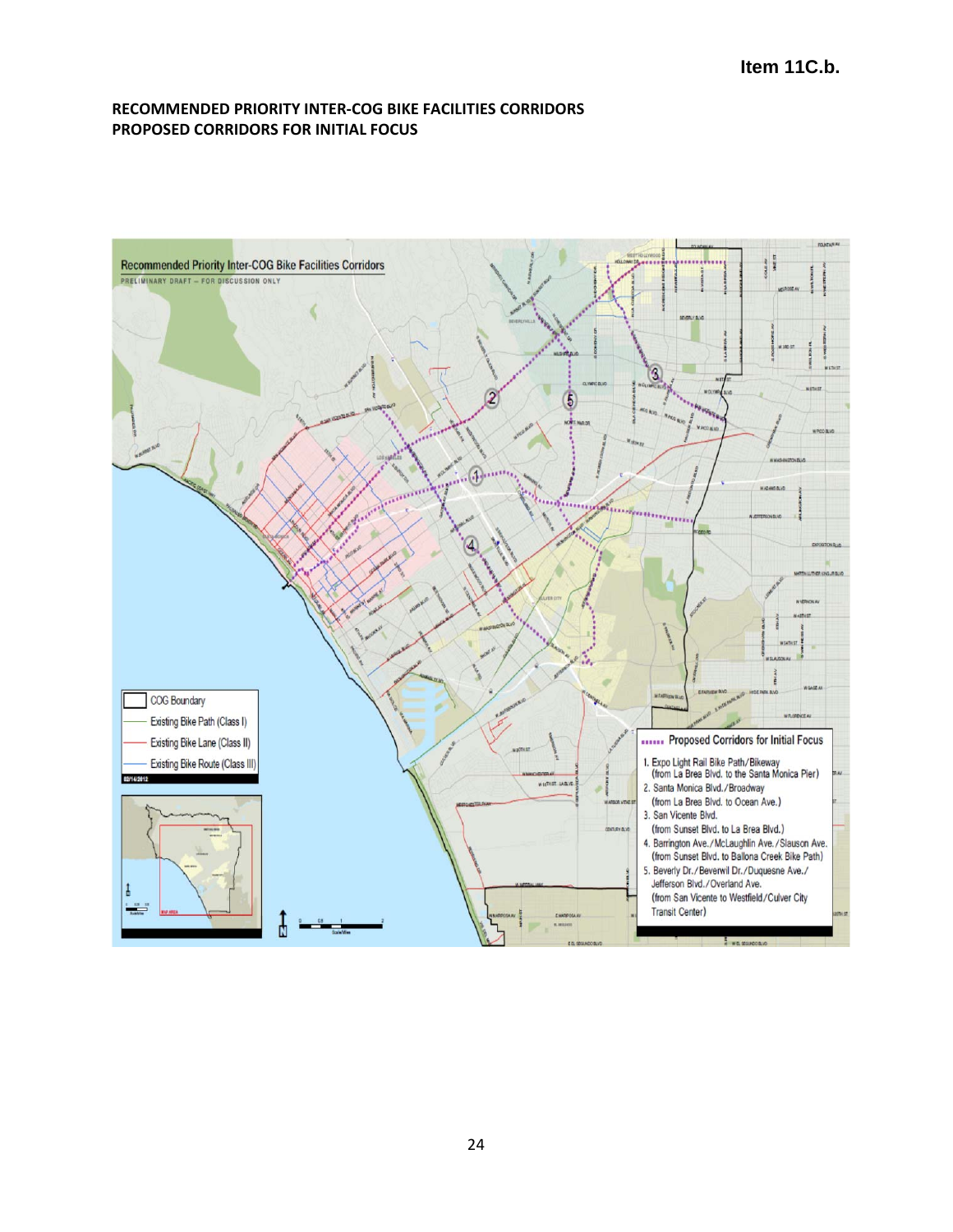Item 11C.b.

**RECOMMENDED PRIORITY INTER-COG BIKE FACILITIES CORRIDORS**
**PROPOSED CORRIDORS FOR INITIAL FOCUS**

Recommended Priority Inter-COG Bike Facilities Corridors

PRELIMINARY DRAFT – FOR DISCUSSION ONLY

COG Boundary

Existing Bike Path (Class I)

Existing Bike Lane (Class II)

Existing Bike Route (Class III)

02/14/2012

Proposed Corridors for Initial Focus

1. Expo Light Rail Bike Path/Bikeway (from La Brea Blvd. to the Santa Monica Pier)
2. Santa Monica Blvd./Broadway (from La Brea Blvd. to Ocean Ave.)
3. San Vicente Blvd. (from Sunset Blvd. to La Brea Blvd.)
4. Barrington Ave./McLaughlin Ave./Slauson Ave. (from Sunset Blvd. to Ballona Creek Bike Path)
5. Beverly Dr./Beverwil Dr./Duquesne Ave./Jefferson Blvd./Overland Ave. (from San Vicente to Westfield/Culver City Transit Center)